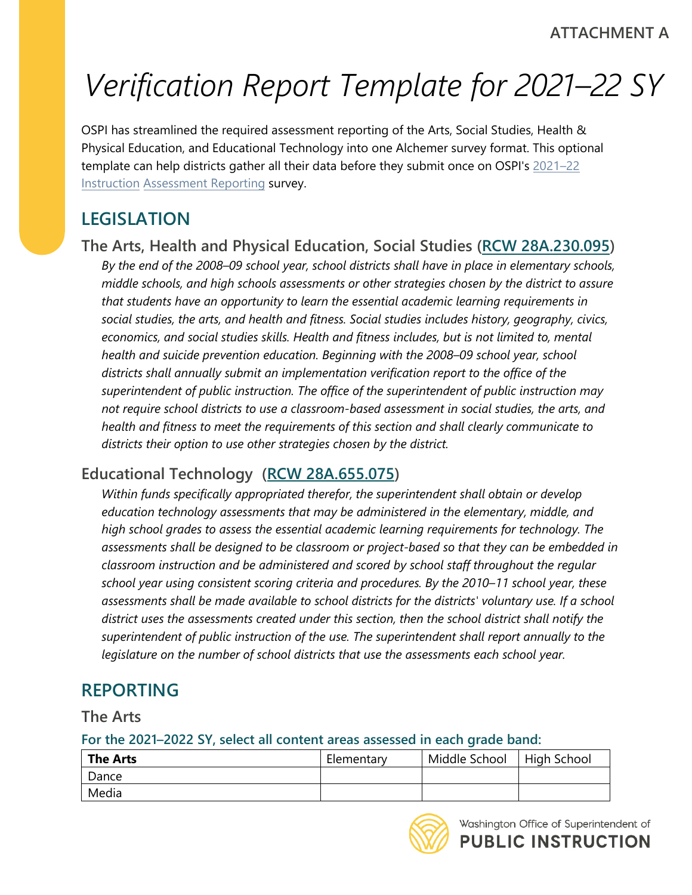ATTACHMENT A

# Verification Report Template for 2021–22 SY

OSPI has streamlined the required assessment reporting of the Arts, Social Studies, Health & Physical Education, and Educational Technology into one Alchemer survey format. This optional template can help districts gather all their data before they submit once on OSPI's 2021–22 Instruction Assessment Reporting survey.

## LEGISLATION

### The Arts, Health and Physical Education, Social Studies (RCW 28A.230.095)

*By the end of the 2008–09 school year, school districts shall have in place in elementary schools, middle schools, and high schools assessments or other strategies chosen by the district to assure that students have an opportunity to learn the essential academic learning requirements in social studies, the arts, and health and fitness. Social studies includes history, geography, civics, economics, and social studies skills. Health and fitness includes, but is not limited to, mental health and suicide prevention education. Beginning with the 2008–09 school year, school districts shall annually submit an implementation verification report to the office of the superintendent of public instruction. The office of the superintendent of public instruction may not require school districts to use a classroom-based assessment in social studies, the arts, and health and fitness to meet the requirements of this section and shall clearly communicate to districts their option to use other strategies chosen by the district.*

### Educational Technology (RCW 28A.655.075)

*Within funds specifically appropriated therefor, the superintendent shall obtain or develop education technology assessments that may be administered in the elementary, middle, and high school grades to assess the essential academic learning requirements for technology. The assessments shall be designed to be classroom or project-based so that they can be embedded in classroom instruction and be administered and scored by school staff throughout the regular school year using consistent scoring criteria and procedures. By the 2010–11 school year, these assessments shall be made available to school districts for the districts' voluntary use. If a school district uses the assessments created under this section, then the school district shall notify the superintendent of public instruction of the use. The superintendent shall report annually to the legislature on the number of school districts that use the assessments each school year.*

## REPORTING

### The Arts

**For the 2021–2022 SY, select all content areas assessed in each grade band:**

| **The Arts** | Elementary | Middle School | High School |
|---|---|---|---|
| Dance | | | |
| Media | | | |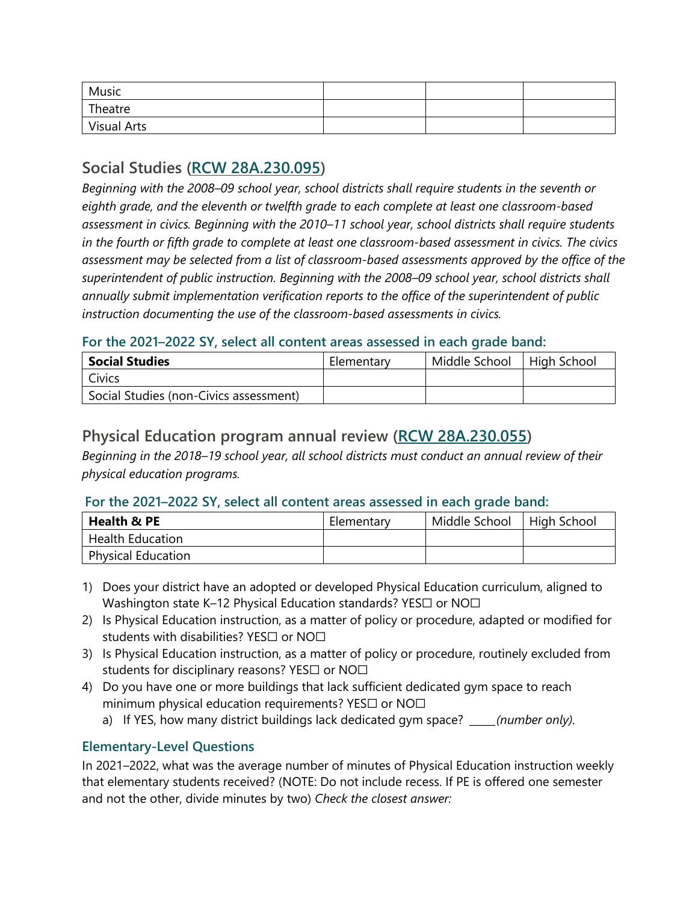| Music | | | |
| --- | --- | --- | --- |
| Theatre | | | |
| Visual Arts | | | |

## Social Studies (RCW 28A.230.095)

*Beginning with the 2008–09 school year, school districts shall require students in the seventh or eighth grade, and the eleventh or twelfth grade to each complete at least one classroom-based assessment in civics. Beginning with the 2010–11 school year, school districts shall require students in the fourth or fifth grade to complete at least one classroom-based assessment in civics. The civics assessment may be selected from a list of classroom-based assessments approved by the office of the superintendent of public instruction. Beginning with the 2008–09 school year, school districts shall annually submit implementation verification reports to the office of the superintendent of public instruction documenting the use of the classroom-based assessments in civics.*

### For the 2021–2022 SY, select all content areas assessed in each grade band:

| **Social Studies** | Elementary | Middle School | High School |
| --- | --- | --- | --- |
| Civics | | | |
| Social Studies (non-Civics assessment) | | | |

## Physical Education program annual review (RCW 28A.230.055)

*Beginning in the 2018–19 school year, all school districts must conduct an annual review of their physical education programs.*

### For the 2021–2022 SY, select all content areas assessed in each grade band:

| **Health & PE** | Elementary | Middle School | High School |
| --- | --- | --- | --- |
| Health Education | | | |
| Physical Education | | | |

1) Does your district have an adopted or developed Physical Education curriculum, aligned to Washington state K–12 Physical Education standards? YES☐ or NO☐
2) Is Physical Education instruction, as a matter of policy or procedure, adapted or modified for students with disabilities? YES☐ or NO☐
3) Is Physical Education instruction, as a matter of policy or procedure, routinely excluded from students for disciplinary reasons? YES☐ or NO☐
4) Do you have one or more buildings that lack sufficient dedicated gym space to reach minimum physical education requirements? YES☐ or NO☐
   a) If YES, how many district buildings lack dedicated gym space? _____*(number only).*

### Elementary-Level Questions

In 2021–2022, what was the average number of minutes of Physical Education instruction weekly that elementary students received? (NOTE: Do not include recess. If PE is offered one semester and not the other, divide minutes by two) *Check the closest answer:*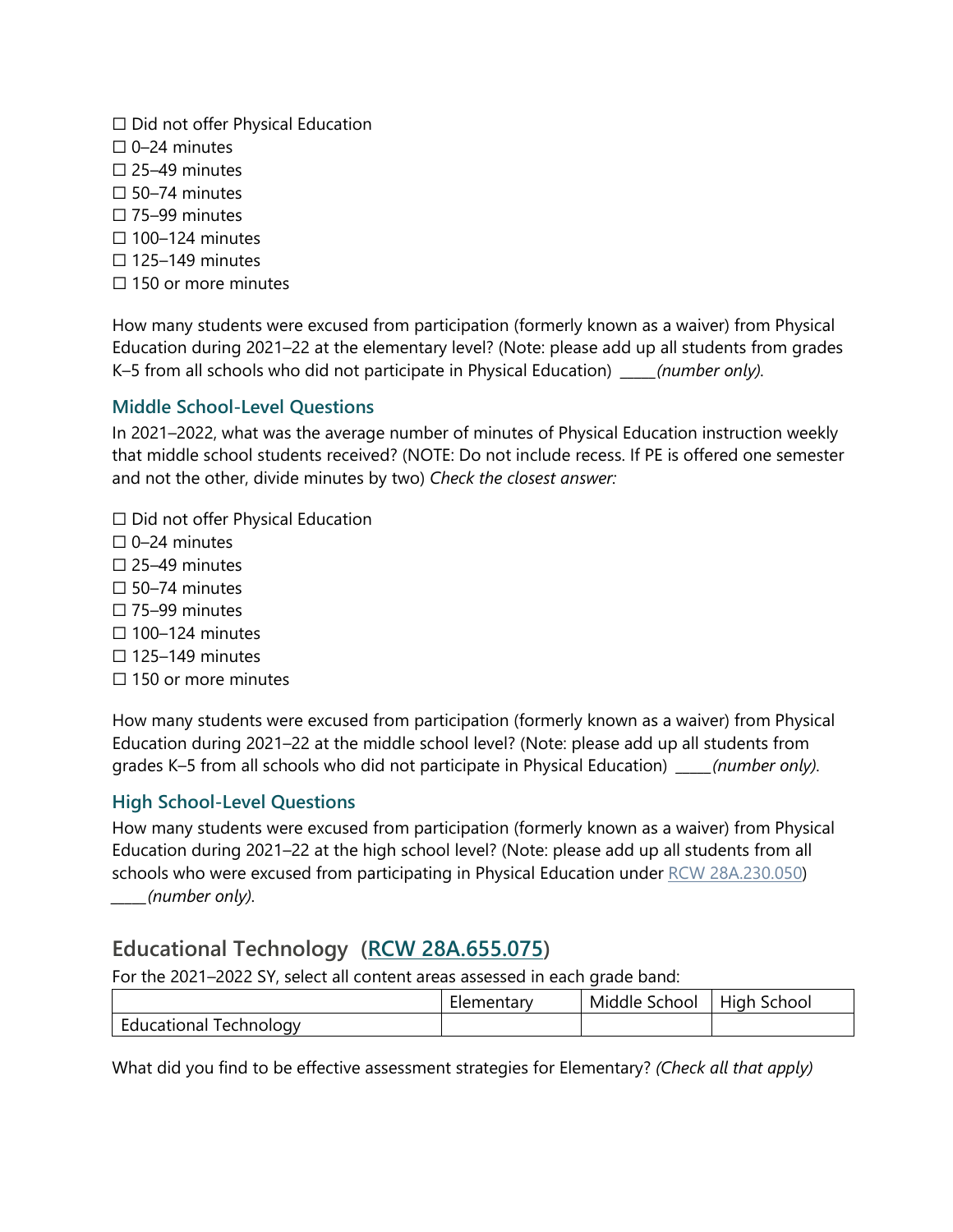☐ Did not offer Physical Education
☐ 0–24 minutes
☐ 25–49 minutes
☐ 50–74 minutes
☐ 75–99 minutes
☐ 100–124 minutes
☐ 125–149 minutes
☐ 150 or more minutes

How many students were excused from participation (formerly known as a waiver) from Physical Education during 2021–22 at the elementary level? (Note: please add up all students from grades K–5 from all schools who did not participate in Physical Education) _____*(number only).*

### Middle School-Level Questions

In 2021–2022, what was the average number of minutes of Physical Education instruction weekly that middle school students received? (NOTE: Do not include recess. If PE is offered one semester and not the other, divide minutes by two) *Check the closest answer:*

☐ Did not offer Physical Education
☐ 0–24 minutes
☐ 25–49 minutes
☐ 50–74 minutes
☐ 75–99 minutes
☐ 100–124 minutes
☐ 125–149 minutes
☐ 150 or more minutes

How many students were excused from participation (formerly known as a waiver) from Physical Education during 2021–22 at the middle school level? (Note: please add up all students from grades K–5 from all schools who did not participate in Physical Education) _____*(number only).*

### High School-Level Questions

How many students were excused from participation (formerly known as a waiver) from Physical Education during 2021–22 at the high school level? (Note: please add up all students from all schools who were excused from participating in Physical Education under RCW 28A.230.050) _____*(number only).*

## Educational Technology (RCW 28A.655.075)

For the 2021–2022 SY, select all content areas assessed in each grade band:

| | Elementary | Middle School | High School |
|---|---|---|---|
| Educational Technology | | | |

What did you find to be effective assessment strategies for Elementary? *(Check all that apply)*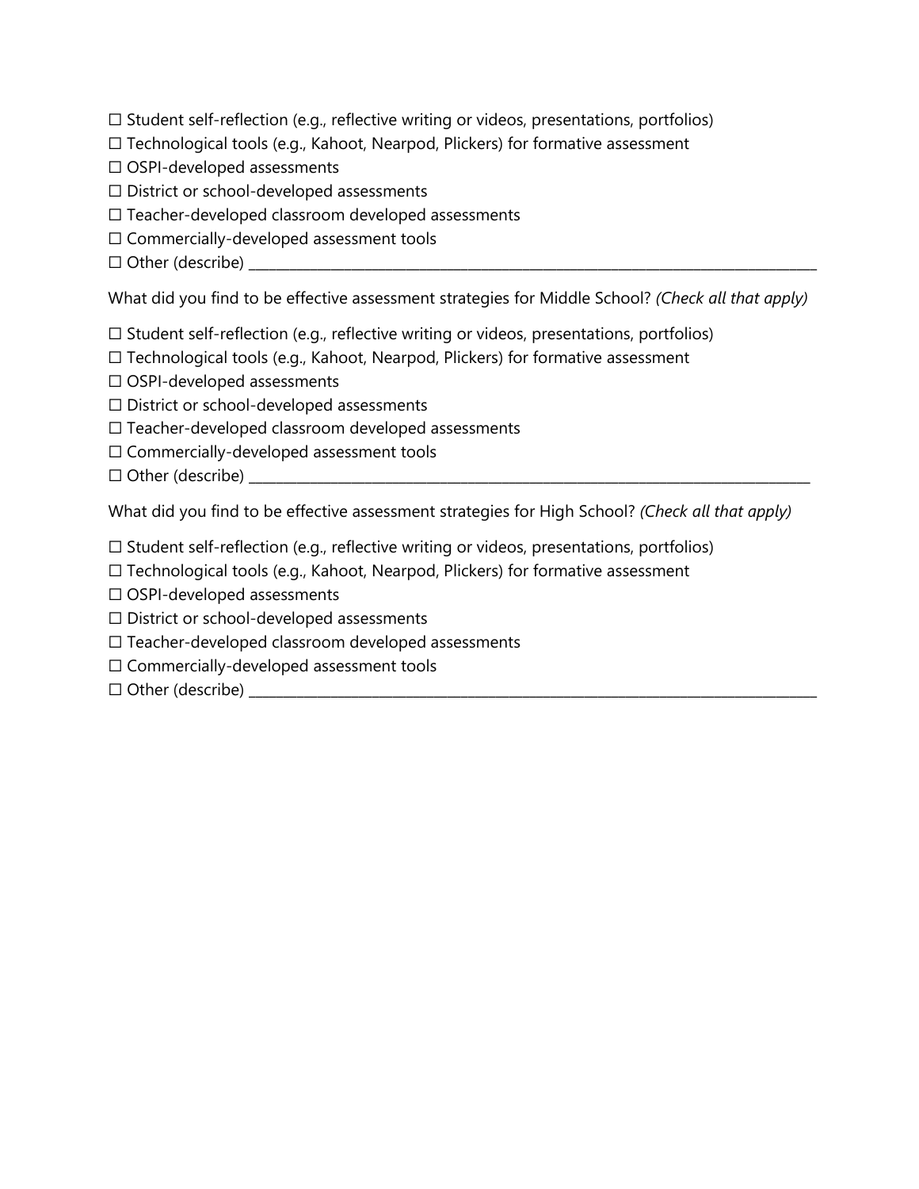☐ Student self-reflection (e.g., reflective writing or videos, presentations, portfolios)
☐ Technological tools (e.g., Kahoot, Nearpod, Plickers) for formative assessment
☐ OSPI-developed assessments
☐ District or school-developed assessments
☐ Teacher-developed classroom developed assessments
☐ Commercially-developed assessment tools
☐ Other (describe) ___________________________________________

What did you find to be effective assessment strategies for Middle School? *(Check all that apply)*

☐ Student self-reflection (e.g., reflective writing or videos, presentations, portfolios)
☐ Technological tools (e.g., Kahoot, Nearpod, Plickers) for formative assessment
☐ OSPI-developed assessments
☐ District or school-developed assessments
☐ Teacher-developed classroom developed assessments
☐ Commercially-developed assessment tools
☐ Other (describe) ___________________________________________

What did you find to be effective assessment strategies for High School? *(Check all that apply)*

☐ Student self-reflection (e.g., reflective writing or videos, presentations, portfolios)
☐ Technological tools (e.g., Kahoot, Nearpod, Plickers) for formative assessment
☐ OSPI-developed assessments
☐ District or school-developed assessments
☐ Teacher-developed classroom developed assessments
☐ Commercially-developed assessment tools
☐ Other (describe) ___________________________________________